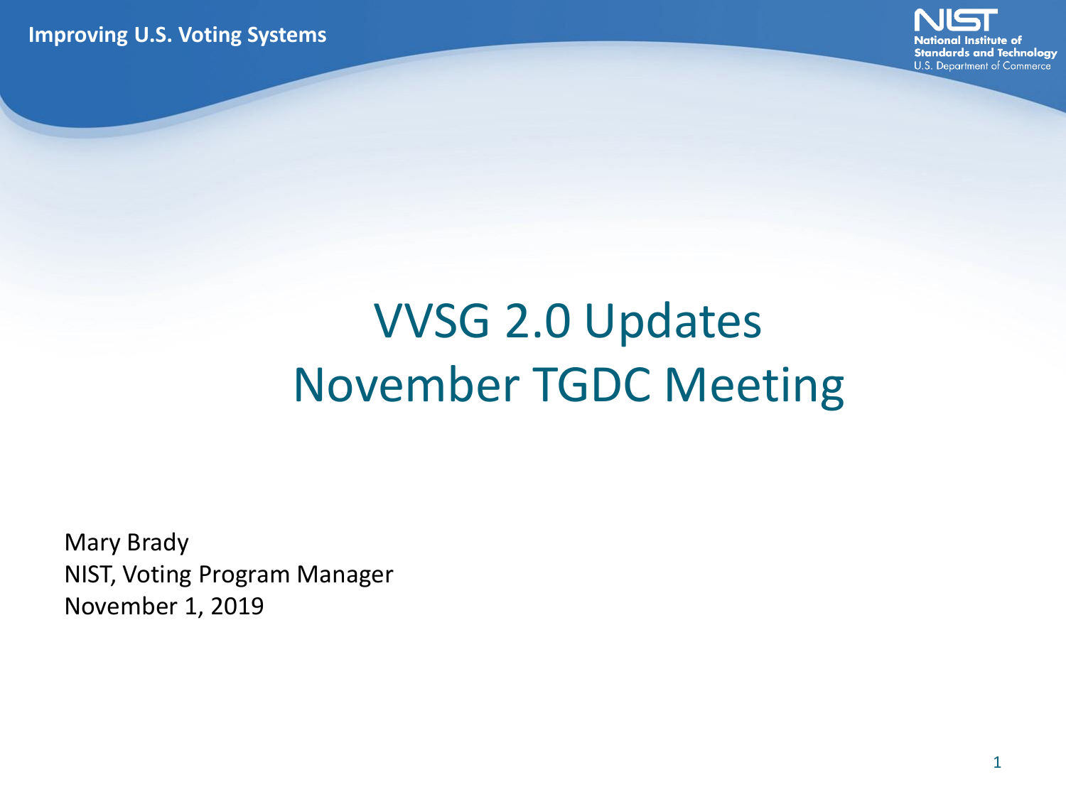# VVSG 2.0 Updates November TGDC Meeting

Mary Brady
NIST, Voting Program Manager
November 1, 2019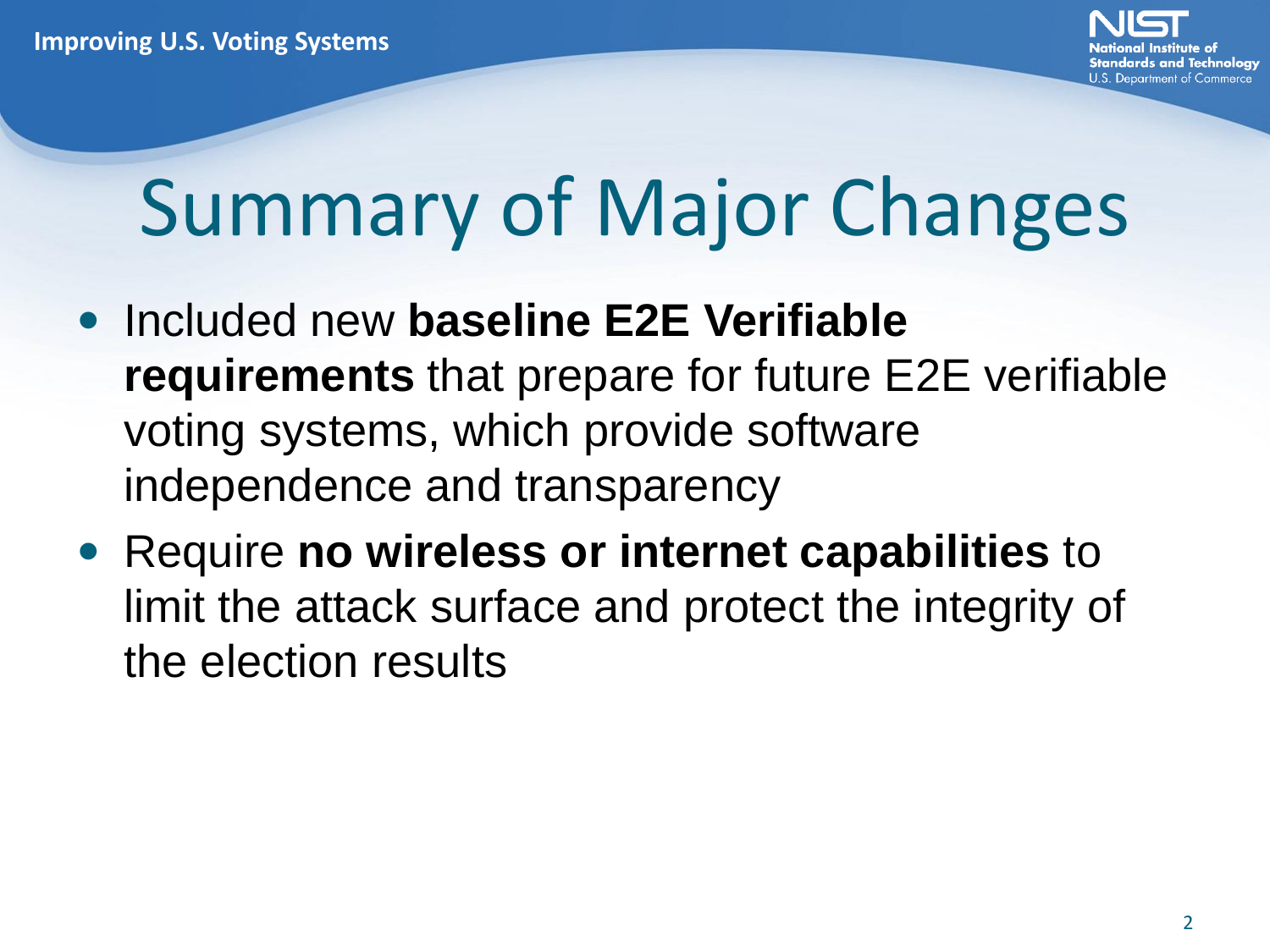# Summary of Major Changes

- Included new **baseline E2E Verifiable requirements** that prepare for future E2E verifiable voting systems, which provide software independence and transparency
- Require **no wireless or internet capabilities** to limit the attack surface and protect the integrity of the election results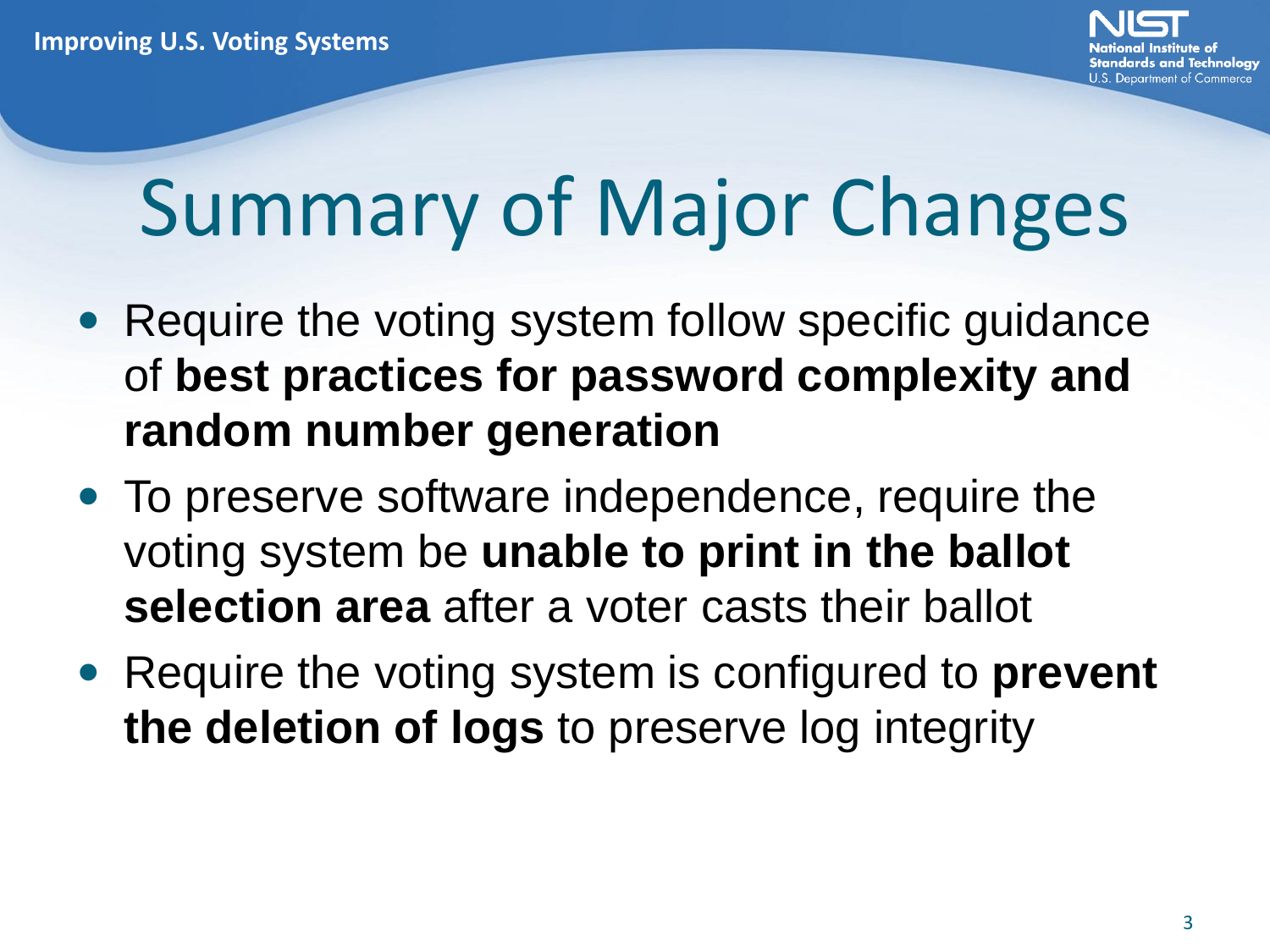# Summary of Major Changes

- Require the voting system follow specific guidance of **best practices for password complexity and random number generation**
- To preserve software independence, require the voting system be **unable to print in the ballot selection area** after a voter casts their ballot
- Require the voting system is configured to **prevent the deletion of logs** to preserve log integrity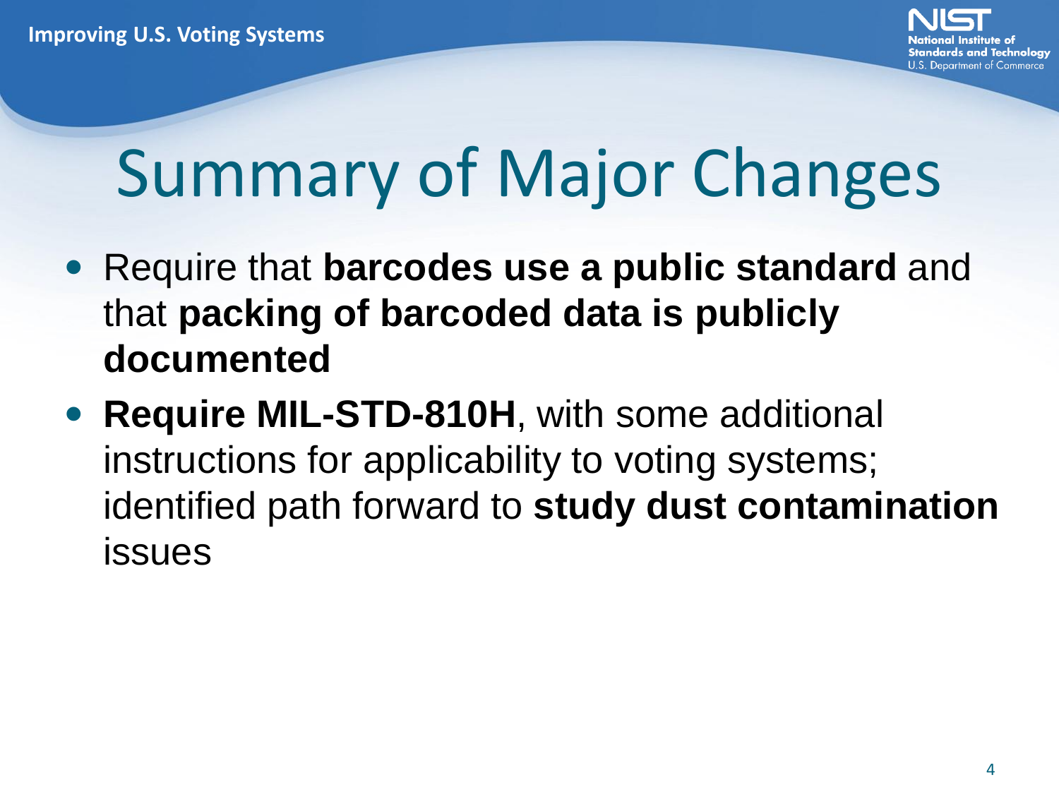# Summary of Major Changes

- Require that **barcodes use a public standard** and that **packing of barcoded data is publicly documented**
- **Require MIL-STD-810H**, with some additional instructions for applicability to voting systems; identified path forward to **study dust contamination** issues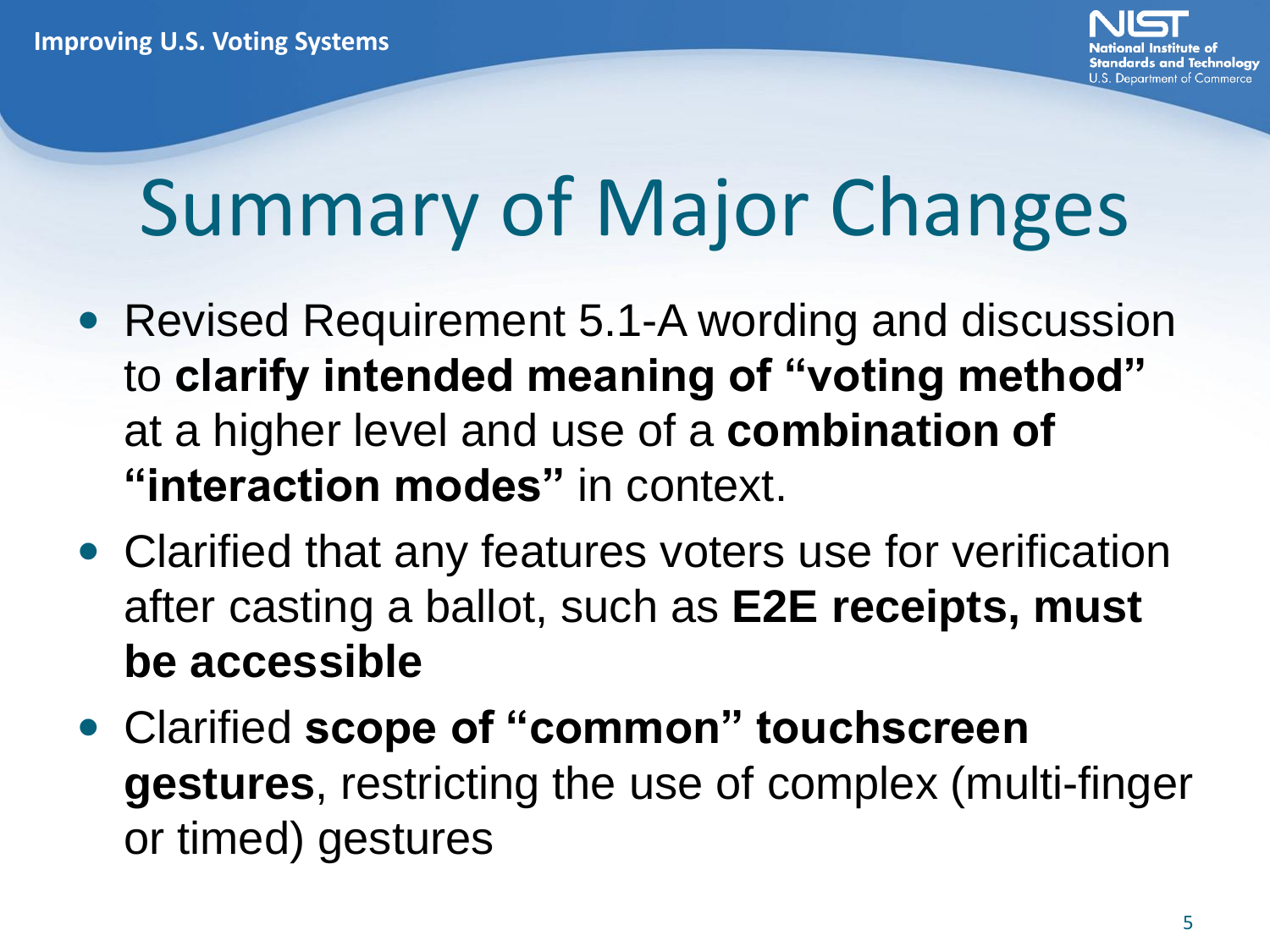# Summary of Major Changes

- Revised Requirement 5.1-A wording and discussion to **clarify intended meaning of "voting method"** at a higher level and use of a **combination of "interaction modes"** in context.
- Clarified that any features voters use for verification after casting a ballot, such as **E2E receipts, must be accessible**
- Clarified **scope of "common" touchscreen gestures**, restricting the use of complex (multi-finger or timed) gestures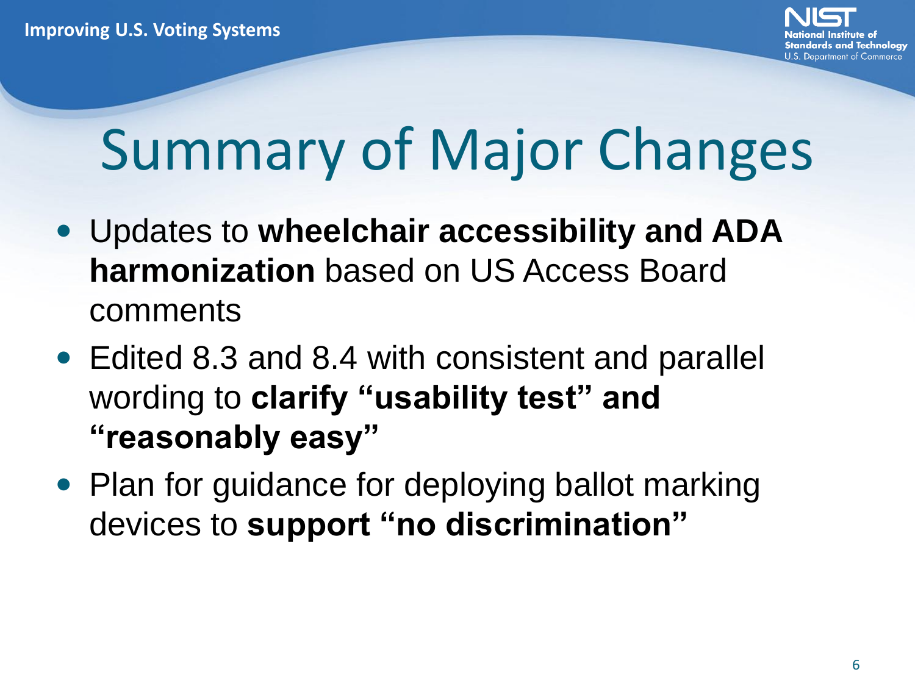# Summary of Major Changes

- Updates to **wheelchair accessibility and ADA harmonization** based on US Access Board comments
- Edited 8.3 and 8.4 with consistent and parallel wording to **clarify "usability test" and "reasonably easy"**
- Plan for guidance for deploying ballot marking devices to **support "no discrimination"**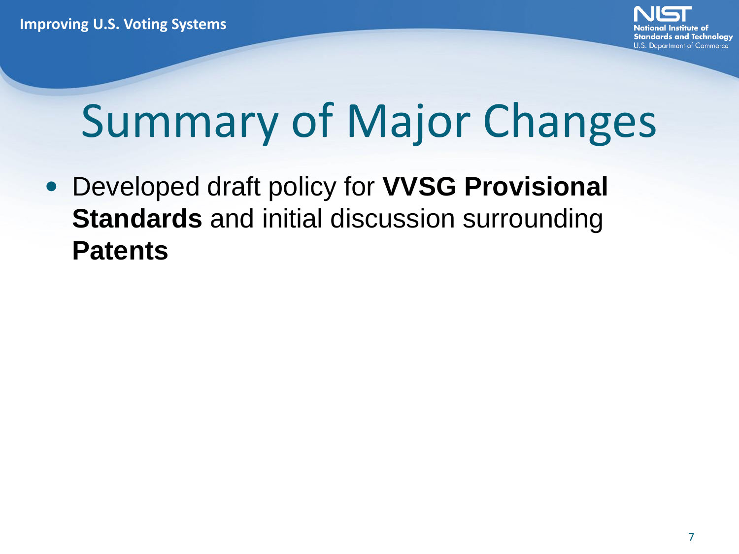# Summary of Major Changes

- Developed draft policy for **VVSG Provisional Standards** and initial discussion surrounding **Patents**